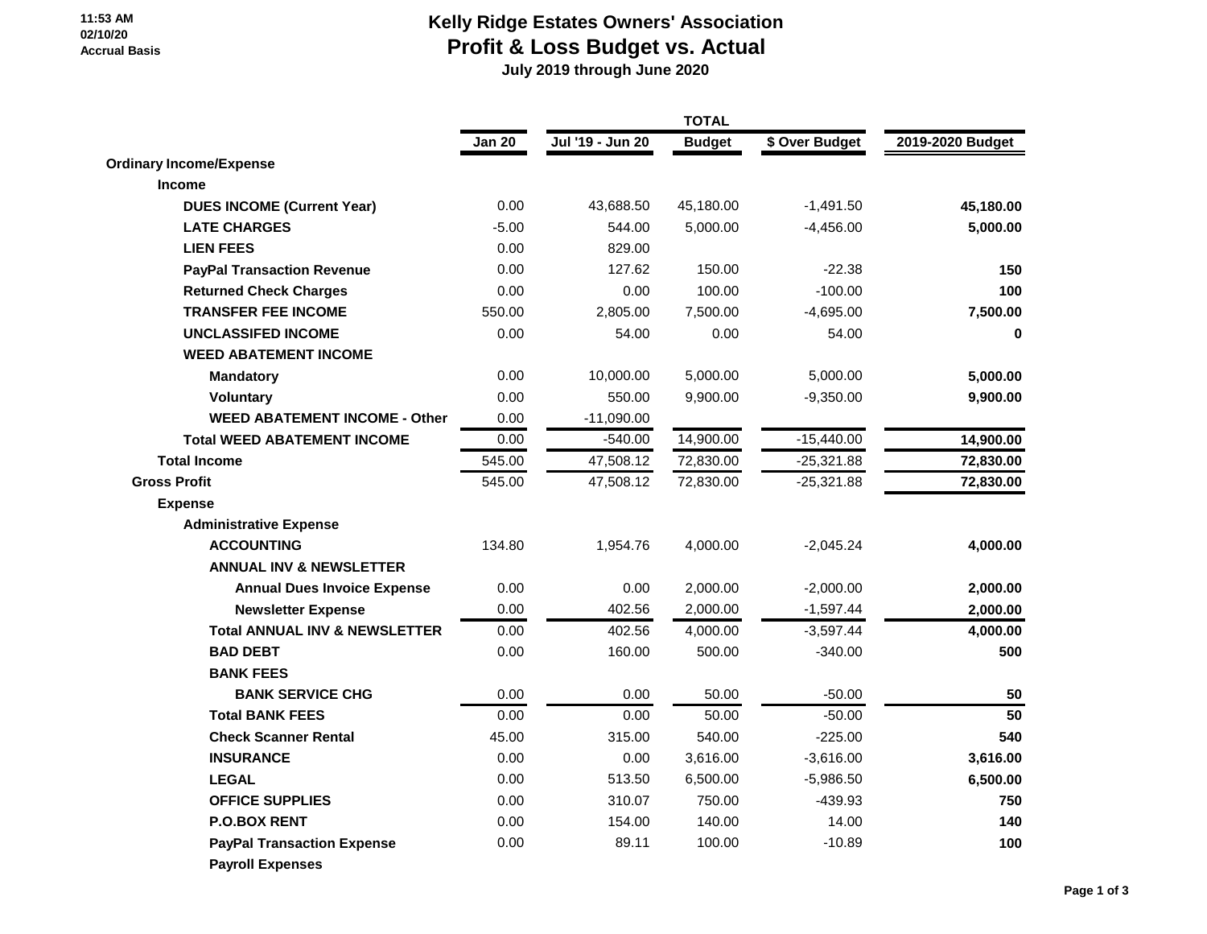11:53 AM
02/10/20
Accrual Basis

# Kelly Ridge Estates Owners' Association
## Profit & Loss Budget vs. Actual
**July 2019 through June 2020**

| | Jan 20 | Jul '19 - Jun 20 | Budget | $ Over Budget | 2019-2020 Budget |
|---|---|---|---|---|---|
| | | TOTAL | | | |
| **Ordinary Income/Expense** | | | | | |
| **Income** | | | | | |
| **DUES INCOME (Current Year)** | 0.00 | 43,688.50 | 45,180.00 | -1,491.50 | **45,180.00** |
| **LATE CHARGES** | -5.00 | 544.00 | 5,000.00 | -4,456.00 | **5,000.00** |
| **LIEN FEES** | 0.00 | 829.00 | | | |
| **PayPal Transaction Revenue** | 0.00 | 127.62 | 150.00 | -22.38 | **150** |
| **Returned Check Charges** | 0.00 | 0.00 | 100.00 | -100.00 | **100** |
| **TRANSFER FEE INCOME** | 550.00 | 2,805.00 | 7,500.00 | -4,695.00 | **7,500.00** |
| **UNCLASSIFED INCOME** | 0.00 | 54.00 | 0.00 | 54.00 | **0** |
| **WEED ABATEMENT INCOME** | | | | | |
| **Mandatory** | 0.00 | 10,000.00 | 5,000.00 | 5,000.00 | **5,000.00** |
| **Voluntary** | 0.00 | 550.00 | 9,900.00 | -9,350.00 | **9,900.00** |
| **WEED ABATEMENT INCOME - Other** | 0.00 | -11,090.00 | | | |
| **Total WEED ABATEMENT INCOME** | 0.00 | -540.00 | 14,900.00 | -15,440.00 | **14,900.00** |
| **Total Income** | 545.00 | 47,508.12 | 72,830.00 | -25,321.88 | **72,830.00** |
| **Gross Profit** | 545.00 | 47,508.12 | 72,830.00 | -25,321.88 | **72,830.00** |
| **Expense** | | | | | |
| **Administrative Expense** | | | | | |
| **ACCOUNTING** | 134.80 | 1,954.76 | 4,000.00 | -2,045.24 | **4,000.00** |
| **ANNUAL INV & NEWSLETTER** | | | | | |
| **Annual Dues Invoice Expense** | 0.00 | 0.00 | 2,000.00 | -2,000.00 | **2,000.00** |
| **Newsletter Expense** | 0.00 | 402.56 | 2,000.00 | -1,597.44 | **2,000.00** |
| **Total ANNUAL INV & NEWSLETTER** | 0.00 | 402.56 | 4,000.00 | -3,597.44 | **4,000.00** |
| **BAD DEBT** | 0.00 | 160.00 | 500.00 | -340.00 | **500** |
| **BANK FEES** | | | | | |
| **BANK SERVICE CHG** | 0.00 | 0.00 | 50.00 | -50.00 | **50** |
| **Total BANK FEES** | 0.00 | 0.00 | 50.00 | -50.00 | **50** |
| **Check Scanner Rental** | 45.00 | 315.00 | 540.00 | -225.00 | **540** |
| **INSURANCE** | 0.00 | 0.00 | 3,616.00 | -3,616.00 | **3,616.00** |
| **LEGAL** | 0.00 | 513.50 | 6,500.00 | -5,986.50 | **6,500.00** |
| **OFFICE SUPPLIES** | 0.00 | 310.07 | 750.00 | -439.93 | **750** |
| **P.O.BOX RENT** | 0.00 | 154.00 | 140.00 | 14.00 | **140** |
| **PayPal Transaction Expense** | 0.00 | 89.11 | 100.00 | -10.89 | **100** |
| **Payroll Expenses** | | | | | |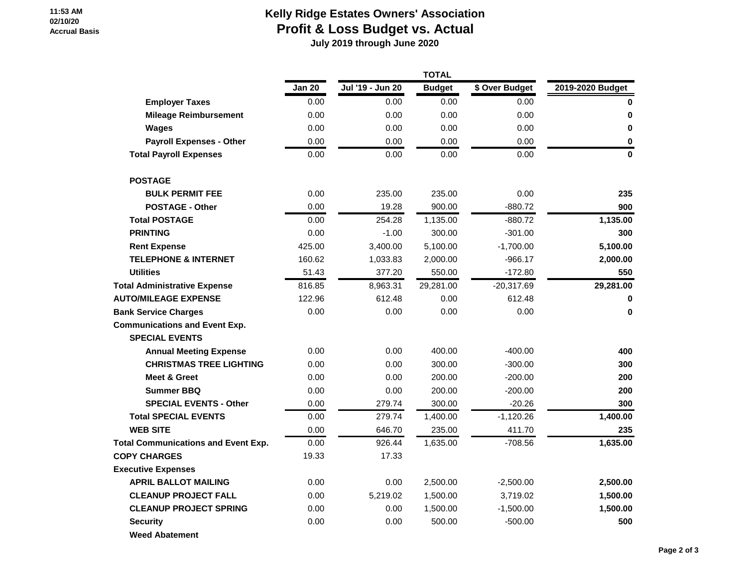# Kelly Ridge Estates Owners' Association
## Profit & Loss Budget vs. Actual
### July 2019 through June 2020

11:53 AM
02/10/20
Accrual Basis

| | Jan 20 | Jul '19 - Jun 20 | Budget | $ Over Budget | 2019-2020 Budget |
|---|---|---|---|---|---|
| | | TOTAL | | | |
| **Employer Taxes** | 0.00 | 0.00 | 0.00 | 0.00 | **0** |
| **Mileage Reimbursement** | 0.00 | 0.00 | 0.00 | 0.00 | **0** |
| **Wages** | 0.00 | 0.00 | 0.00 | 0.00 | **0** |
| **Payroll Expenses - Other** | 0.00 | 0.00 | 0.00 | 0.00 | **0** |
| **Total Payroll Expenses** | 0.00 | 0.00 | 0.00 | 0.00 | **0** |
| **POSTAGE** | | | | | |
| **BULK PERMIT FEE** | 0.00 | 235.00 | 235.00 | 0.00 | **235** |
| **POSTAGE - Other** | 0.00 | 19.28 | 900.00 | -880.72 | **900** |
| **Total POSTAGE** | 0.00 | 254.28 | 1,135.00 | -880.72 | **1,135.00** |
| **PRINTING** | 0.00 | -1.00 | 300.00 | -301.00 | **300** |
| **Rent Expense** | 425.00 | 3,400.00 | 5,100.00 | -1,700.00 | **5,100.00** |
| **TELEPHONE & INTERNET** | 160.62 | 1,033.83 | 2,000.00 | -966.17 | **2,000.00** |
| **Utilities** | 51.43 | 377.20 | 550.00 | -172.80 | **550** |
| **Total Administrative Expense** | 816.85 | 8,963.31 | 29,281.00 | -20,317.69 | **29,281.00** |
| **AUTO/MILEAGE EXPENSE** | 122.96 | 612.48 | 0.00 | 612.48 | **0** |
| **Bank Service Charges** | 0.00 | 0.00 | 0.00 | 0.00 | **0** |
| **Communications and Event Exp.** | | | | | |
| **SPECIAL EVENTS** | | | | | |
| **Annual Meeting Expense** | 0.00 | 0.00 | 400.00 | -400.00 | **400** |
| **CHRISTMAS TREE LIGHTING** | 0.00 | 0.00 | 300.00 | -300.00 | **300** |
| **Meet & Greet** | 0.00 | 0.00 | 200.00 | -200.00 | **200** |
| **Summer BBQ** | 0.00 | 0.00 | 200.00 | -200.00 | **200** |
| **SPECIAL EVENTS - Other** | 0.00 | 279.74 | 300.00 | -20.26 | **300** |
| **Total SPECIAL EVENTS** | 0.00 | 279.74 | 1,400.00 | -1,120.26 | **1,400.00** |
| **WEB SITE** | 0.00 | 646.70 | 235.00 | 411.70 | **235** |
| **Total Communications and Event Exp.** | 0.00 | 926.44 | 1,635.00 | -708.56 | **1,635.00** |
| **COPY CHARGES** | 19.33 | 17.33 | | | |
| **Executive Expenses** | | | | | |
| **APRIL BALLOT MAILING** | 0.00 | 0.00 | 2,500.00 | -2,500.00 | **2,500.00** |
| **CLEANUP PROJECT FALL** | 0.00 | 5,219.02 | 1,500.00 | 3,719.02 | **1,500.00** |
| **CLEANUP PROJECT SPRING** | 0.00 | 0.00 | 1,500.00 | -1,500.00 | **1,500.00** |
| **Security** | 0.00 | 0.00 | 500.00 | -500.00 | **500** |
| **Weed Abatement** | | | | | |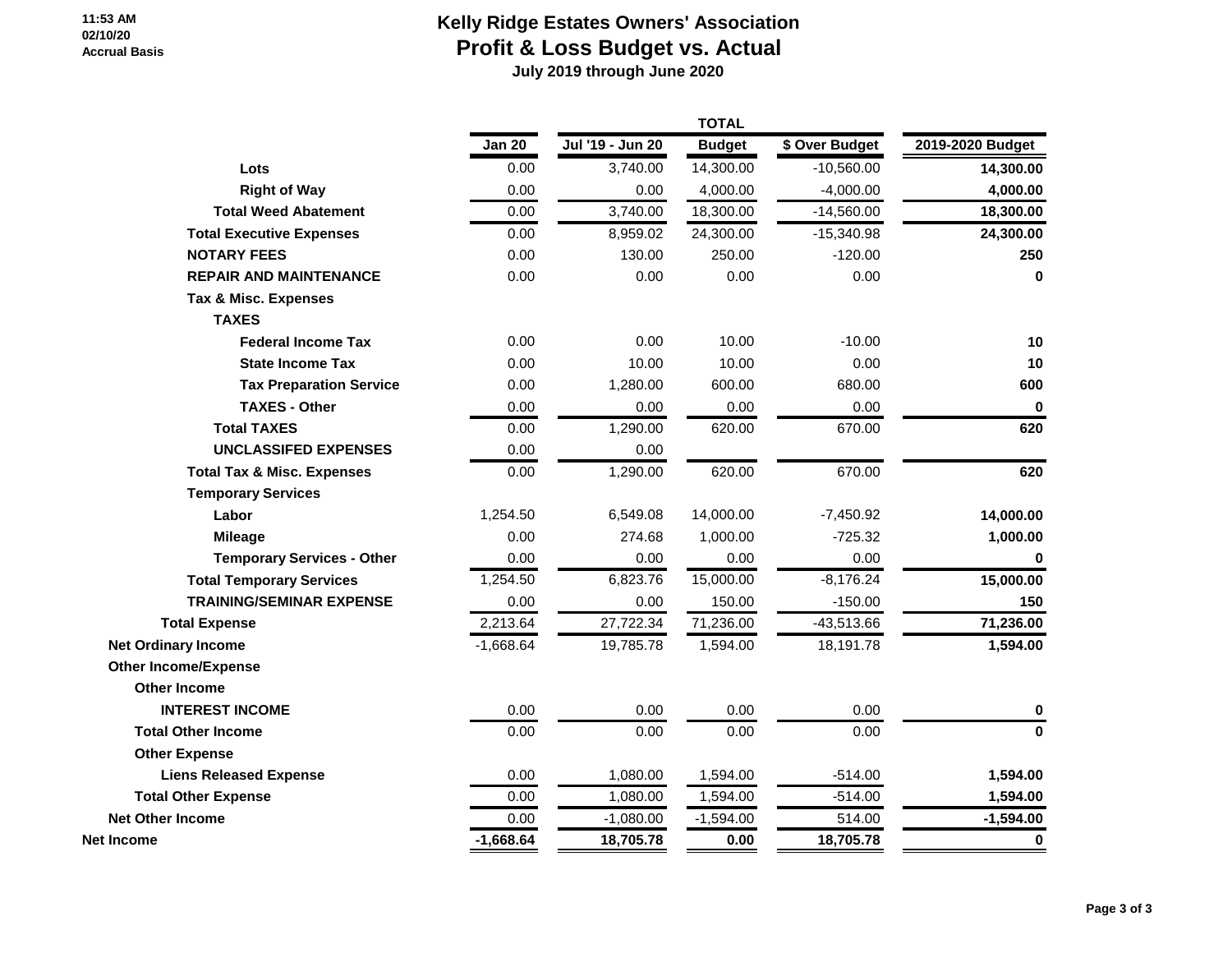# Kelly Ridge Estates Owners' Association

## Profit & Loss Budget vs. Actual

### July 2019 through June 2020

11:53 AM
02/10/20
Accrual Basis

| | Jan 20 | Jul '19 - Jun 20 | Budget | $ Over Budget | 2019-2020 Budget |
|---|---|---|---|---|---|
| | | TOTAL | | | |
| Lots | 0.00 | 3,740.00 | 14,300.00 | -10,560.00 | 14,300.00 |
| Right of Way | 0.00 | 0.00 | 4,000.00 | -4,000.00 | 4,000.00 |
| Total Weed Abatement | 0.00 | 3,740.00 | 18,300.00 | -14,560.00 | 18,300.00 |
| Total Executive Expenses | 0.00 | 8,959.02 | 24,300.00 | -15,340.98 | 24,300.00 |
| NOTARY FEES | 0.00 | 130.00 | 250.00 | -120.00 | 250 |
| REPAIR AND MAINTENANCE | 0.00 | 0.00 | 0.00 | 0.00 | 0 |
| Tax & Misc. Expenses | | | | | |
| TAXES | | | | | |
| Federal Income Tax | 0.00 | 0.00 | 10.00 | -10.00 | 10 |
| State Income Tax | 0.00 | 10.00 | 10.00 | 0.00 | 10 |
| Tax Preparation Service | 0.00 | 1,280.00 | 600.00 | 680.00 | 600 |
| TAXES - Other | 0.00 | 0.00 | 0.00 | 0.00 | 0 |
| Total TAXES | 0.00 | 1,290.00 | 620.00 | 670.00 | 620 |
| UNCLASSIFED EXPENSES | 0.00 | 0.00 | | | |
| Total Tax & Misc. Expenses | 0.00 | 1,290.00 | 620.00 | 670.00 | 620 |
| Temporary Services | | | | | |
| Labor | 1,254.50 | 6,549.08 | 14,000.00 | -7,450.92 | 14,000.00 |
| Mileage | 0.00 | 274.68 | 1,000.00 | -725.32 | 1,000.00 |
| Temporary Services - Other | 0.00 | 0.00 | 0.00 | 0.00 | 0 |
| Total Temporary Services | 1,254.50 | 6,823.76 | 15,000.00 | -8,176.24 | 15,000.00 |
| TRAINING/SEMINAR EXPENSE | 0.00 | 0.00 | 150.00 | -150.00 | 150 |
| Total Expense | 2,213.64 | 27,722.34 | 71,236.00 | -43,513.66 | 71,236.00 |
| Net Ordinary Income | -1,668.64 | 19,785.78 | 1,594.00 | 18,191.78 | 1,594.00 |
| Other Income/Expense | | | | | |
| Other Income | | | | | |
| INTEREST INCOME | 0.00 | 0.00 | 0.00 | 0.00 | 0 |
| Total Other Income | 0.00 | 0.00 | 0.00 | 0.00 | 0 |
| Other Expense | | | | | |
| Liens Released Expense | 0.00 | 1,080.00 | 1,594.00 | -514.00 | 1,594.00 |
| Total Other Expense | 0.00 | 1,080.00 | 1,594.00 | -514.00 | 1,594.00 |
| Net Other Income | 0.00 | -1,080.00 | -1,594.00 | 514.00 | -1,594.00 |
| Net Income | -1,668.64 | 18,705.78 | 0.00 | 18,705.78 | 0 |